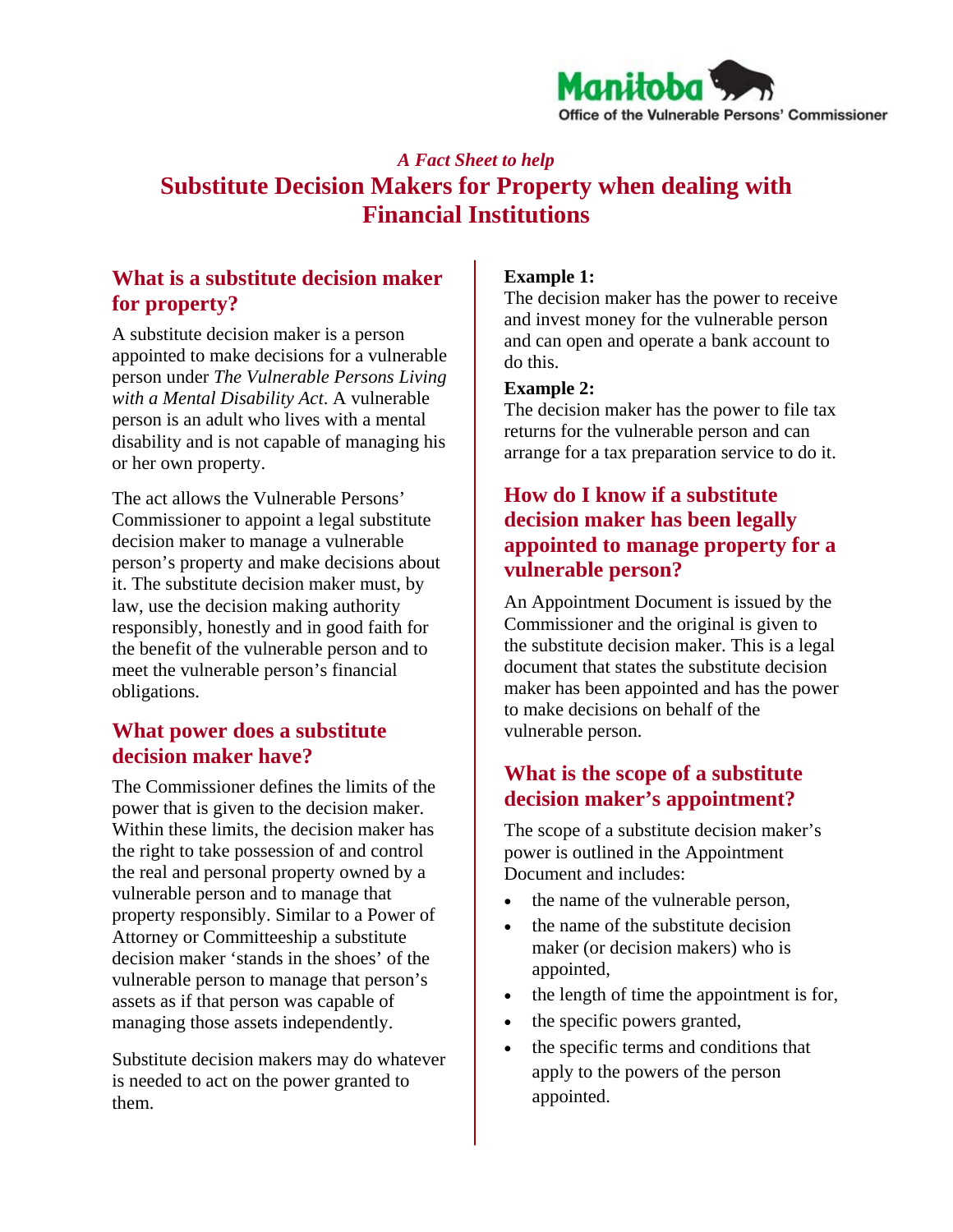Manitoba
Office of the Vulnerable Persons' Commissioner

*A Fact Sheet to help*

# Substitute Decision Makers for Property when dealing with Financial Institutions

## What is a substitute decision maker for property?

A substitute decision maker is a person appointed to make decisions for a vulnerable person under *The Vulnerable Persons Living with a Mental Disability Act*. A vulnerable person is an adult who lives with a mental disability and is not capable of managing his or her own property.

The act allows the Vulnerable Persons' Commissioner to appoint a legal substitute decision maker to manage a vulnerable person's property and make decisions about it. The substitute decision maker must, by law, use the decision making authority responsibly, honestly and in good faith for the benefit of the vulnerable person and to meet the vulnerable person's financial obligations.

## What power does a substitute decision maker have?

The Commissioner defines the limits of the power that is given to the decision maker. Within these limits, the decision maker has the right to take possession of and control the real and personal property owned by a vulnerable person and to manage that property responsibly. Similar to a Power of Attorney or Committeeship a substitute decision maker 'stands in the shoes' of the vulnerable person to manage that person's assets as if that person was capable of managing those assets independently.

Substitute decision makers may do whatever is needed to act on the power granted to them.

**Example 1:**
The decision maker has the power to receive and invest money for the vulnerable person and can open and operate a bank account to do this.

**Example 2:**
The decision maker has the power to file tax returns for the vulnerable person and can arrange for a tax preparation service to do it.

## How do I know if a substitute decision maker has been legally appointed to manage property for a vulnerable person?

An Appointment Document is issued by the Commissioner and the original is given to the substitute decision maker. This is a legal document that states the substitute decision maker has been appointed and has the power to make decisions on behalf of the vulnerable person.

## What is the scope of a substitute decision maker's appointment?

The scope of a substitute decision maker's power is outlined in the Appointment Document and includes:

- the name of the vulnerable person,
- the name of the substitute decision maker (or decision makers) who is appointed,
- the length of time the appointment is for,
- the specific powers granted,
- the specific terms and conditions that apply to the powers of the person appointed.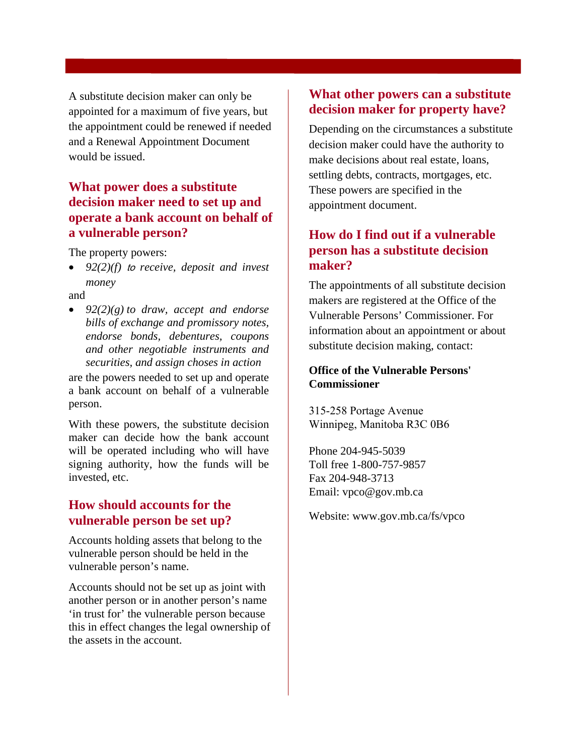A substitute decision maker can only be appointed for a maximum of five years, but the appointment could be renewed if needed and a Renewal Appointment Document would be issued.

## What power does a substitute decision maker need to set up and operate a bank account on behalf of a vulnerable person?

The property powers:

- *92(2)(f) to receive, deposit and invest money*

and

- *92(2)(g) to draw, accept and endorse bills of exchange and promissory notes, endorse bonds, debentures, coupons and other negotiable instruments and securities, and assign choses in action*

are the powers needed to set up and operate a bank account on behalf of a vulnerable person.

With these powers, the substitute decision maker can decide how the bank account will be operated including who will have signing authority, how the funds will be invested, etc.

## How should accounts for the vulnerable person be set up?

Accounts holding assets that belong to the vulnerable person should be held in the vulnerable person's name.

Accounts should not be set up as joint with another person or in another person's name 'in trust for' the vulnerable person because this in effect changes the legal ownership of the assets in the account.

## What other powers can a substitute decision maker for property have?

Depending on the circumstances a substitute decision maker could have the authority to make decisions about real estate, loans, settling debts, contracts, mortgages, etc. These powers are specified in the appointment document.

## How do I find out if a vulnerable person has a substitute decision maker?

The appointments of all substitute decision makers are registered at the Office of the Vulnerable Persons' Commissioner. For information about an appointment or about substitute decision making, contact:

**Office of the Vulnerable Persons' Commissioner**

315-258 Portage Avenue
Winnipeg, Manitoba R3C 0B6

Phone 204-945-5039
Toll free 1-800-757-9857
Fax 204-948-3713
Email: vpco@gov.mb.ca

Website: www.gov.mb.ca/fs/vpco